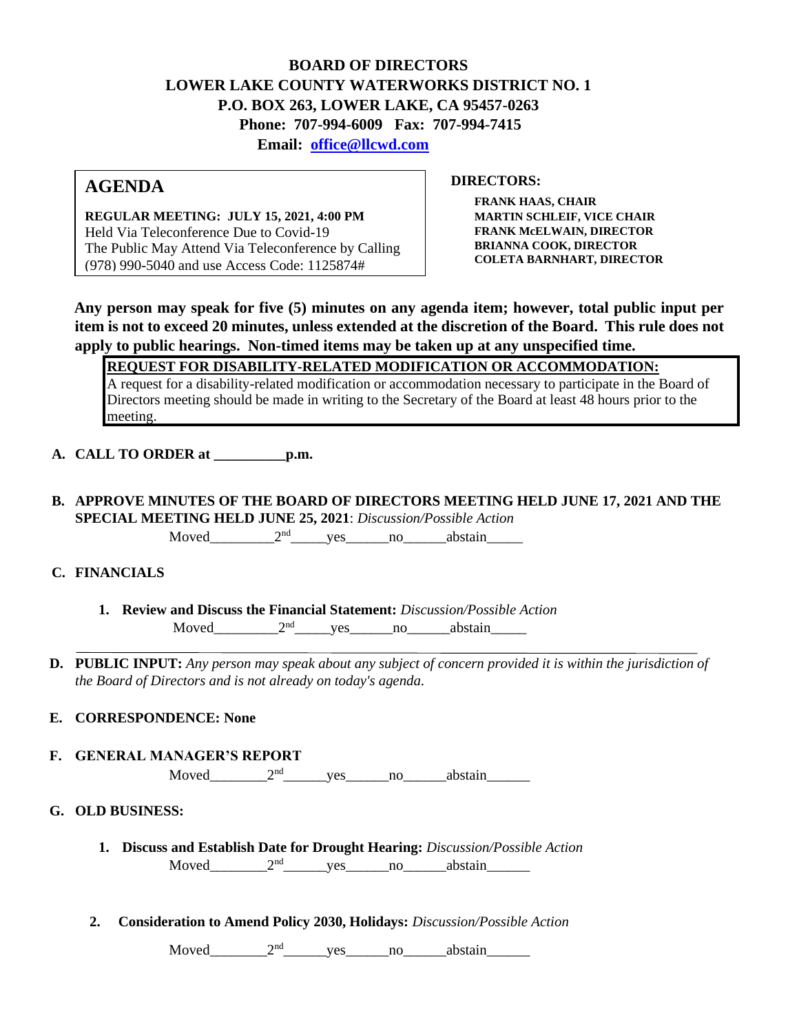# BOARD OF DIRECTORS
## LOWER LAKE COUNTY WATERWORKS DISTRICT NO. 1
### P.O. BOX 263, LOWER LAKE, CA 95457-0263
**Phone: 707-994-6009 Fax: 707-994-7415**

**Email: office@llcwd.com**

## AGENDA

**REGULAR MEETING: JULY 15, 2021, 4:00 PM**
Held Via Teleconference Due to Covid-19
The Public May Attend Via Teleconference by Calling (978) 990-5040 and use Access Code: 1125874#

**DIRECTORS:**

**FRANK HAAS, CHAIR**
**MARTIN SCHLEIF, VICE CHAIR**
**FRANK McELWAIN, DIRECTOR**
**BRIANNA COOK, DIRECTOR**
**COLETA BARNHART, DIRECTOR**

**Any person may speak for five (5) minutes on any agenda item; however, total public input per item is not to exceed 20 minutes, unless extended at the discretion of the Board. This rule does not apply to public hearings. Non-timed items may be taken up at any unspecified time.**

**REQUEST FOR DISABILITY-RELATED MODIFICATION OR ACCOMMODATION:**
A request for a disability-related modification or accommodation necessary to participate in the Board of Directors meeting should be made in writing to the Secretary of the Board at least 48 hours prior to the meeting.

**A. CALL TO ORDER at __________p.m.**

**B. APPROVE MINUTES OF THE BOARD OF DIRECTORS MEETING HELD JUNE 17, 2021 AND THE SPECIAL MEETING HELD JUNE 25, 2021**: *Discussion/Possible Action*

Moved_________2nd_____yes______no______abstain_____

**C. FINANCIALS**

1. **Review and Discuss the Financial Statement:** *Discussion/Possible Action*

   Moved_________2nd_____yes______no______abstain_____

**D. PUBLIC INPUT:** *Any person may speak about any subject of concern provided it is within the jurisdiction of the Board of Directors and is not already on today's agenda.*

**E. CORRESPONDENCE: None**

**F. GENERAL MANAGER'S REPORT**

Moved________2nd______yes______no______abstain______

**G. OLD BUSINESS:**

1. **Discuss and Establish Date for Drought Hearing:** *Discussion/Possible Action*

   Moved________2nd______yes______no______abstain______

2. **Consideration to Amend Policy 2030, Holidays:** *Discussion/Possible Action*

   Moved________2nd______yes______no______abstain______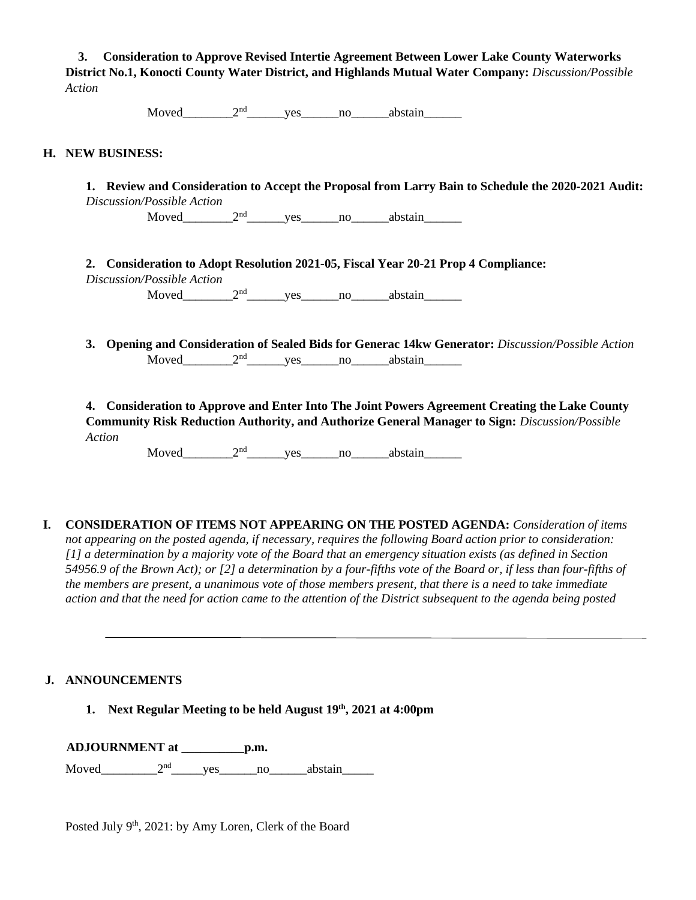**3. Consideration to Approve Revised Intertie Agreement Between Lower Lake County Waterworks District No.1, Konocti County Water District, and Highlands Mutual Water Company:** *Discussion/Possible Action*

Moved________2nd______yes______no______abstain______

**H. NEW BUSINESS:**

**1. Review and Consideration to Accept the Proposal from Larry Bain to Schedule the 2020-2021 Audit:** *Discussion/Possible Action*

Moved________2nd______yes______no______abstain______

**2. Consideration to Adopt Resolution 2021-05, Fiscal Year 20-21 Prop 4 Compliance:** *Discussion/Possible Action*

Moved________2nd______yes______no______abstain______

**3. Opening and Consideration of Sealed Bids for Generac 14kw Generator:** *Discussion/Possible Action*

Moved________2nd______yes______no______abstain______

**4. Consideration to Approve and Enter Into The Joint Powers Agreement Creating the Lake County Community Risk Reduction Authority, and Authorize General Manager to Sign:** *Discussion/Possible Action*

Moved________2nd______yes______no______abstain______

**I. CONSIDERATION OF ITEMS NOT APPEARING ON THE POSTED AGENDA:** *Consideration of items not appearing on the posted agenda, if necessary, requires the following Board action prior to consideration: [1] a determination by a majority vote of the Board that an emergency situation exists (as defined in Section 54956.9 of the Brown Act); or [2] a determination by a four-fifths vote of the Board or, if less than four-fifths of the members are present, a unanimous vote of those members present, that there is a need to take immediate action and that the need for action came to the attention of the District subsequent to the agenda being posted*

---

**J. ANNOUNCEMENTS**

**1. Next Regular Meeting to be held August 19th, 2021 at 4:00pm**

**ADJOURNMENT at __________p.m.**

Moved_________2nd_____yes______no______abstain_____

Posted July 9th, 2021: by Amy Loren, Clerk of the Board